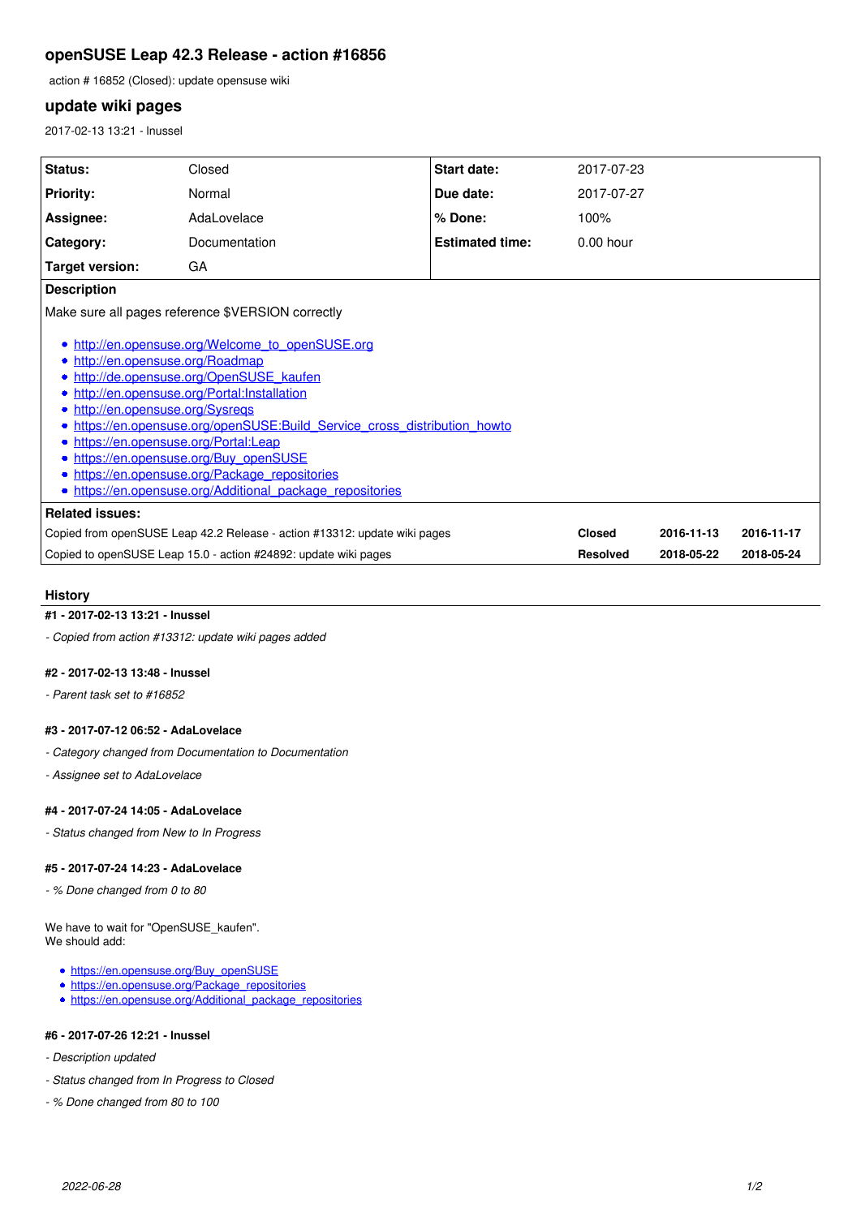# openSUSE Leap 42.3 Release - action #16856

action # 16852 (Closed): update opensuse wiki

## update wiki pages

2017-02-13 13:21 - lnussel

| | | | |
|---|---|---|---|
| **Status:** | Closed | **Start date:** | 2017-07-23 |
| **Priority:** | Normal | **Due date:** | 2017-07-27 |
| **Assignee:** | AdaLovelace | **% Done:** | 100% |
| **Category:** | Documentation | **Estimated time:** | 0.00 hour |
| **Target version:** | GA | | |

**Description**

Make sure all pages reference $VERSION correctly

- http://en.opensuse.org/Welcome_to_openSUSE.org
- http://en.opensuse.org/Roadmap
- http://de.opensuse.org/OpenSUSE_kaufen
- http://en.opensuse.org/Portal:Installation
- http://en.opensuse.org/Sysreqs
- https://en.opensuse.org/openSUSE:Build_Service_cross_distribution_howto
- https://en.opensuse.org/Portal:Leap
- https://en.opensuse.org/Buy_openSUSE
- https://en.opensuse.org/Package_repositories
- https://en.opensuse.org/Additional_package_repositories

**Related issues:**

| | | | |
|---|---|---|---|
| Copied from openSUSE Leap 42.2 Release - action #13312: update wiki pages | **Closed** | **2016-11-13** | **2016-11-17** |
| Copied to openSUSE Leap 15.0 - action #24892: update wiki pages | **Resolved** | **2018-05-22** | **2018-05-24** |

## History

#### #1 - 2017-02-13 13:21 - lnussel

*- Copied from action #13312: update wiki pages added*

#### #2 - 2017-02-13 13:48 - lnussel

*- Parent task set to #16852*

#### #3 - 2017-07-12 06:52 - AdaLovelace

*- Category changed from Documentation to Documentation*

*- Assignee set to AdaLovelace*

#### #4 - 2017-07-24 14:05 - AdaLovelace

*- Status changed from New to In Progress*

#### #5 - 2017-07-24 14:23 - AdaLovelace

*- % Done changed from 0 to 80*

We have to wait for "OpenSUSE_kaufen".
We should add:

- https://en.opensuse.org/Buy_openSUSE
- https://en.opensuse.org/Package_repositories
- https://en.opensuse.org/Additional_package_repositories

#### #6 - 2017-07-26 12:21 - lnussel

*- Description updated*

*- Status changed from In Progress to Closed*

*- % Done changed from 80 to 100*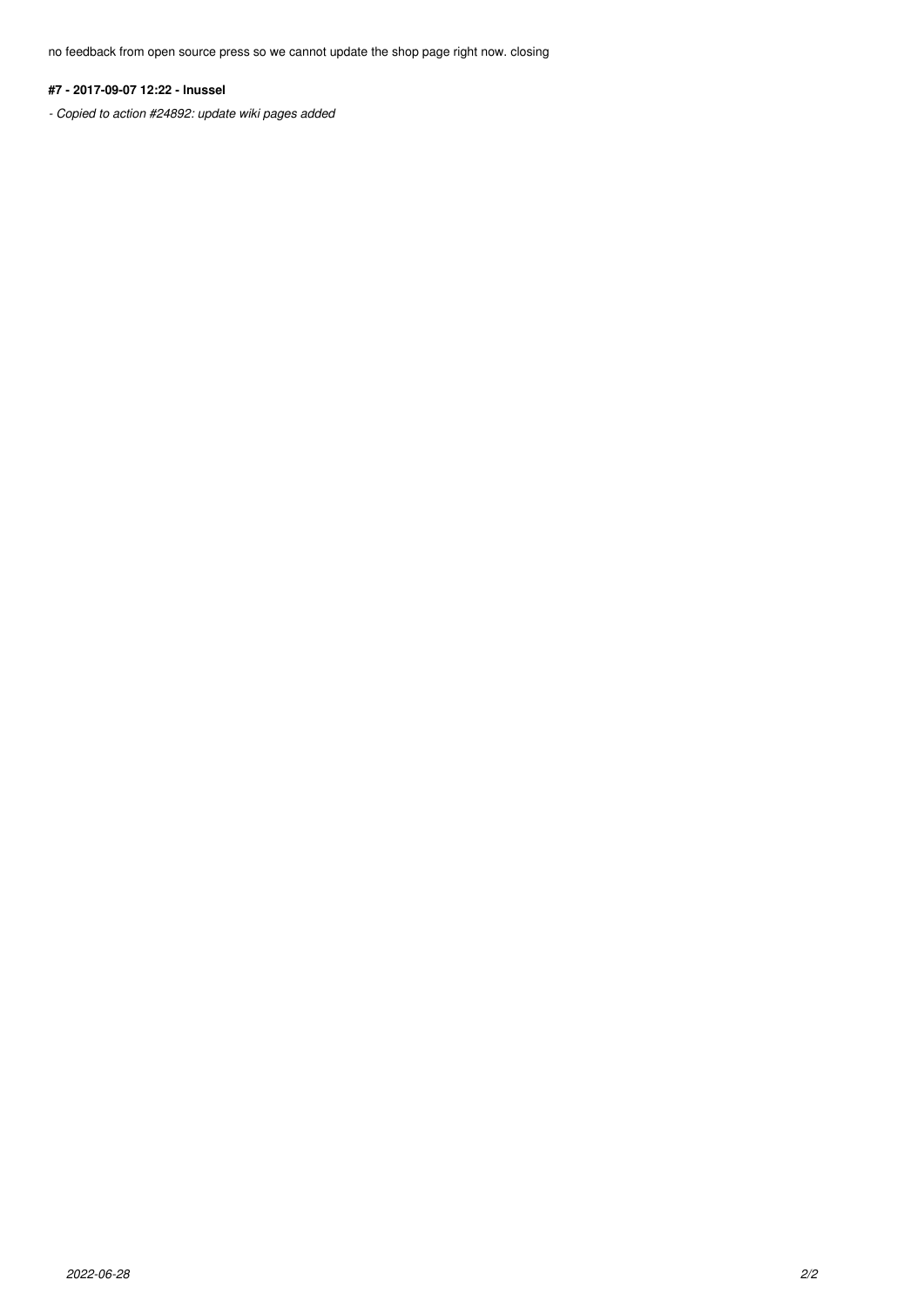no feedback from open source press so we cannot update the shop page right now. closing

**#7 - 2017-09-07 12:22 - lnussel**

*- Copied to action #24892: update wiki pages added*